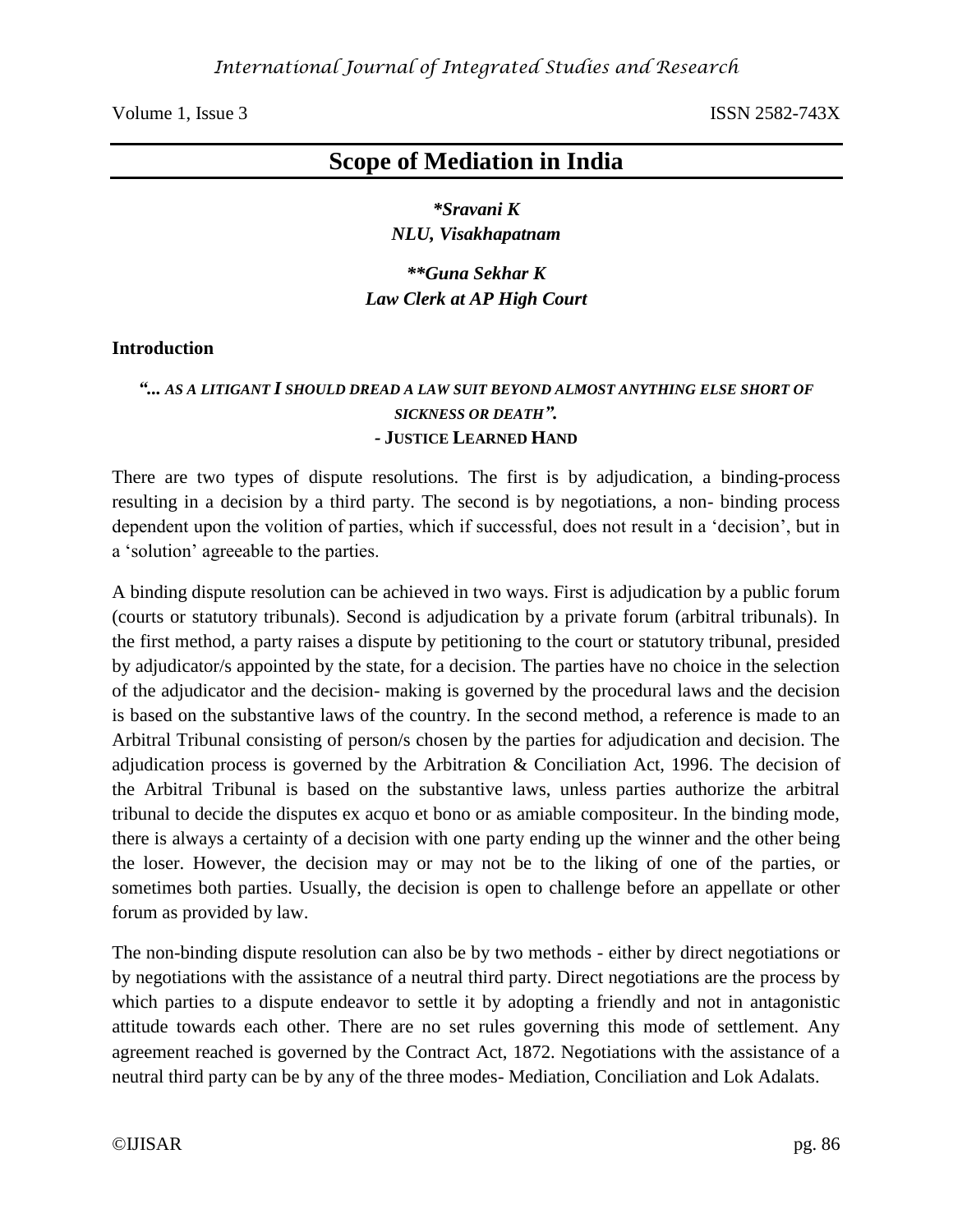# Scope of Mediation in India

***\*Sravani K***
***NLU, Visakhapatnam***

***\*\*Guna Sekhar K***
***Law Clerk at AP High Court***

## Introduction

***"... AS A LITIGANT I SHOULD DREAD A LAW SUIT BEYOND ALMOST ANYTHING ELSE SHORT OF SICKNESS OR DEATH".***
**- JUSTICE LEARNED HAND**

There are two types of dispute resolutions. The first is by adjudication, a binding-process resulting in a decision by a third party. The second is by negotiations, a non- binding process dependent upon the volition of parties, which if successful, does not result in a 'decision', but in a 'solution' agreeable to the parties.

A binding dispute resolution can be achieved in two ways. First is adjudication by a public forum (courts or statutory tribunals). Second is adjudication by a private forum (arbitral tribunals). In the first method, a party raises a dispute by petitioning to the court or statutory tribunal, presided by adjudicator/s appointed by the state, for a decision. The parties have no choice in the selection of the adjudicator and the decision- making is governed by the procedural laws and the decision is based on the substantive laws of the country. In the second method, a reference is made to an Arbitral Tribunal consisting of person/s chosen by the parties for adjudication and decision. The adjudication process is governed by the Arbitration & Conciliation Act, 1996. The decision of the Arbitral Tribunal is based on the substantive laws, unless parties authorize the arbitral tribunal to decide the disputes ex acquo et bono or as amiable compositeur. In the binding mode, there is always a certainty of a decision with one party ending up the winner and the other being the loser. However, the decision may or may not be to the liking of one of the parties, or sometimes both parties. Usually, the decision is open to challenge before an appellate or other forum as provided by law.

The non-binding dispute resolution can also be by two methods - either by direct negotiations or by negotiations with the assistance of a neutral third party. Direct negotiations are the process by which parties to a dispute endeavor to settle it by adopting a friendly and not in antagonistic attitude towards each other. There are no set rules governing this mode of settlement. Any agreement reached is governed by the Contract Act, 1872. Negotiations with the assistance of a neutral third party can be by any of the three modes- Mediation, Conciliation and Lok Adalats.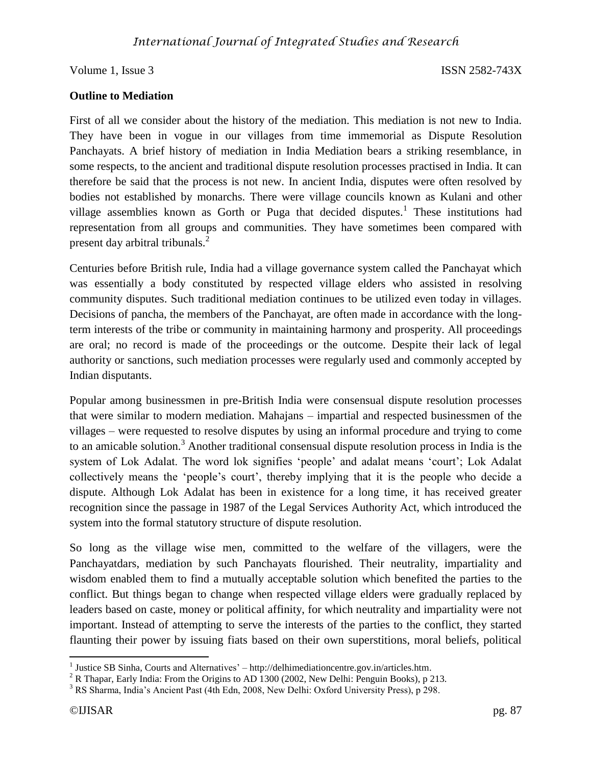**Outline to Mediation**

First of all we consider about the history of the mediation. This mediation is not new to India. They have been in vogue in our villages from time immemorial as Dispute Resolution Panchayats. A brief history of mediation in India Mediation bears a striking resemblance, in some respects, to the ancient and traditional dispute resolution processes practised in India. It can therefore be said that the process is not new. In ancient India, disputes were often resolved by bodies not established by monarchs. There were village councils known as Kulani and other village assemblies known as Gorth or Puga that decided disputes.[1] These institutions had representation from all groups and communities. They have sometimes been compared with present day arbitral tribunals.[2]

Centuries before British rule, India had a village governance system called the Panchayat which was essentially a body constituted by respected village elders who assisted in resolving community disputes. Such traditional mediation continues to be utilized even today in villages. Decisions of pancha, the members of the Panchayat, are often made in accordance with the long-term interests of the tribe or community in maintaining harmony and prosperity. All proceedings are oral; no record is made of the proceedings or the outcome. Despite their lack of legal authority or sanctions, such mediation processes were regularly used and commonly accepted by Indian disputants.

Popular among businessmen in pre-British India were consensual dispute resolution processes that were similar to modern mediation. Mahajans – impartial and respected businessmen of the villages – were requested to resolve disputes by using an informal procedure and trying to come to an amicable solution.[3] Another traditional consensual dispute resolution process in India is the system of Lok Adalat. The word lok signifies 'people' and adalat means 'court'; Lok Adalat collectively means the 'people's court', thereby implying that it is the people who decide a dispute. Although Lok Adalat has been in existence for a long time, it has received greater recognition since the passage in 1987 of the Legal Services Authority Act, which introduced the system into the formal statutory structure of dispute resolution.

So long as the village wise men, committed to the welfare of the villagers, were the Panchayatdars, mediation by such Panchayats flourished. Their neutrality, impartiality and wisdom enabled them to find a mutually acceptable solution which benefited the parties to the conflict. But things began to change when respected village elders were gradually replaced by leaders based on caste, money or political affinity, for which neutrality and impartiality were not important. Instead of attempting to serve the interests of the parties to the conflict, they started flaunting their power by issuing fiats based on their own superstitions, moral beliefs, political

---

[1] Justice SB Sinha, Courts and Alternatives' – http://delhimediationcentre.gov.in/articles.htm.

[2] R Thapar, Early India: From the Origins to AD 1300 (2002, New Delhi: Penguin Books), p 213.

[3] RS Sharma, India's Ancient Past (4th Edn, 2008, New Delhi: Oxford University Press), p 298.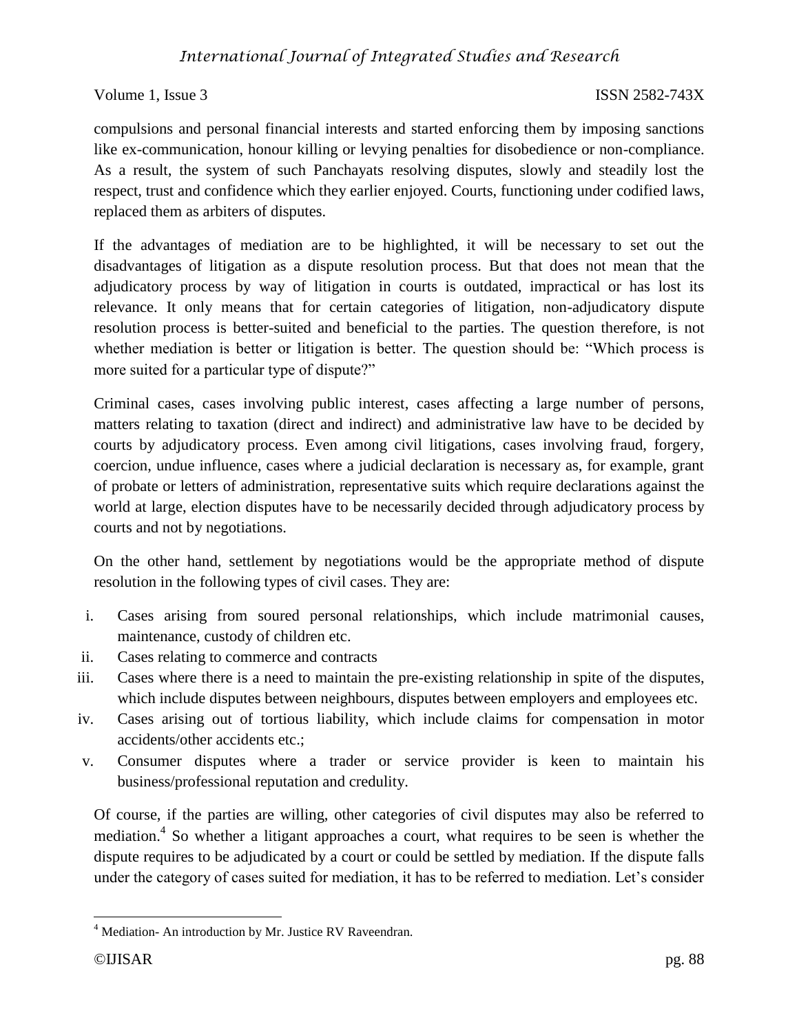compulsions and personal financial interests and started enforcing them by imposing sanctions like ex-communication, honour killing or levying penalties for disobedience or non-compliance. As a result, the system of such Panchayats resolving disputes, slowly and steadily lost the respect, trust and confidence which they earlier enjoyed. Courts, functioning under codified laws, replaced them as arbiters of disputes.

If the advantages of mediation are to be highlighted, it will be necessary to set out the disadvantages of litigation as a dispute resolution process. But that does not mean that the adjudicatory process by way of litigation in courts is outdated, impractical or has lost its relevance. It only means that for certain categories of litigation, non-adjudicatory dispute resolution process is better-suited and beneficial to the parties. The question therefore, is not whether mediation is better or litigation is better. The question should be: "Which process is more suited for a particular type of dispute?"

Criminal cases, cases involving public interest, cases affecting a large number of persons, matters relating to taxation (direct and indirect) and administrative law have to be decided by courts by adjudicatory process. Even among civil litigations, cases involving fraud, forgery, coercion, undue influence, cases where a judicial declaration is necessary as, for example, grant of probate or letters of administration, representative suits which require declarations against the world at large, election disputes have to be necessarily decided through adjudicatory process by courts and not by negotiations.

On the other hand, settlement by negotiations would be the appropriate method of dispute resolution in the following types of civil cases. They are:

i. Cases arising from soured personal relationships, which include matrimonial causes, maintenance, custody of children etc.
ii. Cases relating to commerce and contracts
iii. Cases where there is a need to maintain the pre-existing relationship in spite of the disputes, which include disputes between neighbours, disputes between employers and employees etc.
iv. Cases arising out of tortious liability, which include claims for compensation in motor accidents/other accidents etc.;
v. Consumer disputes where a trader or service provider is keen to maintain his business/professional reputation and credulity.

Of course, if the parties are willing, other categories of civil disputes may also be referred to mediation.[4] So whether a litigant approaches a court, what requires to be seen is whether the dispute requires to be adjudicated by a court or could be settled by mediation. If the dispute falls under the category of cases suited for mediation, it has to be referred to mediation. Let's consider

[4] Mediation- An introduction by Mr. Justice RV Raveendran.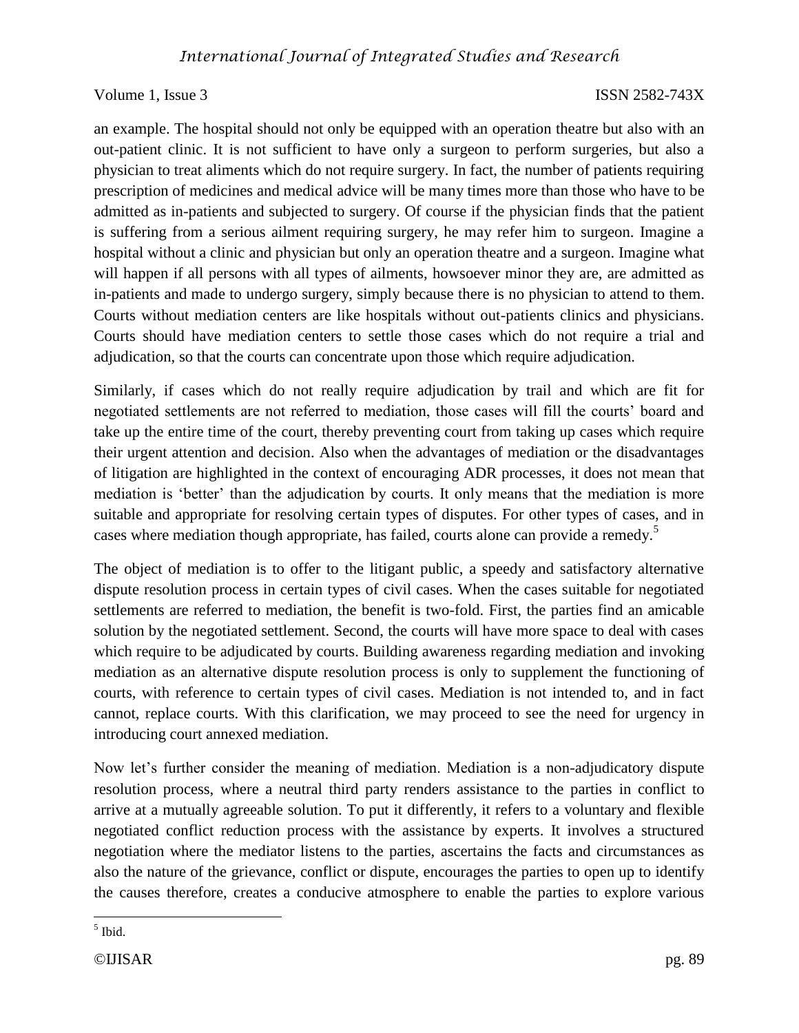an example. The hospital should not only be equipped with an operation theatre but also with an out-patient clinic. It is not sufficient to have only a surgeon to perform surgeries, but also a physician to treat aliments which do not require surgery. In fact, the number of patients requiring prescription of medicines and medical advice will be many times more than those who have to be admitted as in-patients and subjected to surgery. Of course if the physician finds that the patient is suffering from a serious ailment requiring surgery, he may refer him to surgeon. Imagine a hospital without a clinic and physician but only an operation theatre and a surgeon. Imagine what will happen if all persons with all types of ailments, howsoever minor they are, are admitted as in-patients and made to undergo surgery, simply because there is no physician to attend to them. Courts without mediation centers are like hospitals without out-patients clinics and physicians. Courts should have mediation centers to settle those cases which do not require a trial and adjudication, so that the courts can concentrate upon those which require adjudication.

Similarly, if cases which do not really require adjudication by trail and which are fit for negotiated settlements are not referred to mediation, those cases will fill the courts' board and take up the entire time of the court, thereby preventing court from taking up cases which require their urgent attention and decision. Also when the advantages of mediation or the disadvantages of litigation are highlighted in the context of encouraging ADR processes, it does not mean that mediation is 'better' than the adjudication by courts. It only means that the mediation is more suitable and appropriate for resolving certain types of disputes. For other types of cases, and in cases where mediation though appropriate, has failed, courts alone can provide a remedy.[5]

The object of mediation is to offer to the litigant public, a speedy and satisfactory alternative dispute resolution process in certain types of civil cases. When the cases suitable for negotiated settlements are referred to mediation, the benefit is two-fold. First, the parties find an amicable solution by the negotiated settlement. Second, the courts will have more space to deal with cases which require to be adjudicated by courts. Building awareness regarding mediation and invoking mediation as an alternative dispute resolution process is only to supplement the functioning of courts, with reference to certain types of civil cases. Mediation is not intended to, and in fact cannot, replace courts. With this clarification, we may proceed to see the need for urgency in introducing court annexed mediation.

Now let's further consider the meaning of mediation. Mediation is a non-adjudicatory dispute resolution process, where a neutral third party renders assistance to the parties in conflict to arrive at a mutually agreeable solution. To put it differently, it refers to a voluntary and flexible negotiated conflict reduction process with the assistance by experts. It involves a structured negotiation where the mediator listens to the parties, ascertains the facts and circumstances as also the nature of the grievance, conflict or dispute, encourages the parties to open up to identify the causes therefore, creates a conducive atmosphere to enable the parties to explore various

[5] Ibid.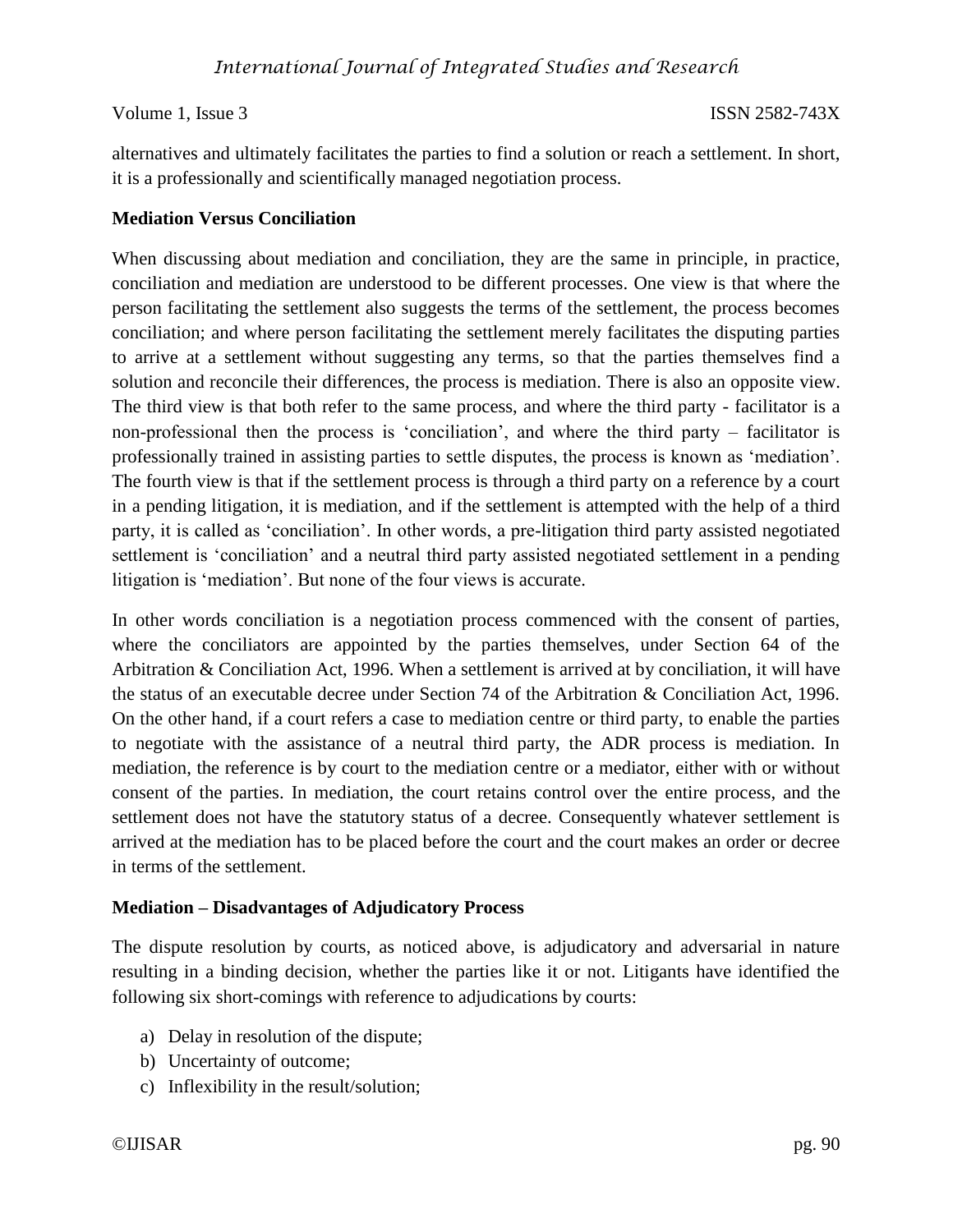alternatives and ultimately facilitates the parties to find a solution or reach a settlement. In short, it is a professionally and scientifically managed negotiation process.

**Mediation Versus Conciliation**

When discussing about mediation and conciliation, they are the same in principle, in practice, conciliation and mediation are understood to be different processes. One view is that where the person facilitating the settlement also suggests the terms of the settlement, the process becomes conciliation; and where person facilitating the settlement merely facilitates the disputing parties to arrive at a settlement without suggesting any terms, so that the parties themselves find a solution and reconcile their differences, the process is mediation. There is also an opposite view. The third view is that both refer to the same process, and where the third party - facilitator is a non-professional then the process is 'conciliation', and where the third party – facilitator is professionally trained in assisting parties to settle disputes, the process is known as 'mediation'. The fourth view is that if the settlement process is through a third party on a reference by a court in a pending litigation, it is mediation, and if the settlement is attempted with the help of a third party, it is called as 'conciliation'. In other words, a pre-litigation third party assisted negotiated settlement is 'conciliation' and a neutral third party assisted negotiated settlement in a pending litigation is 'mediation'. But none of the four views is accurate.

In other words conciliation is a negotiation process commenced with the consent of parties, where the conciliators are appointed by the parties themselves, under Section 64 of the Arbitration & Conciliation Act, 1996. When a settlement is arrived at by conciliation, it will have the status of an executable decree under Section 74 of the Arbitration & Conciliation Act, 1996. On the other hand, if a court refers a case to mediation centre or third party, to enable the parties to negotiate with the assistance of a neutral third party, the ADR process is mediation. In mediation, the reference is by court to the mediation centre or a mediator, either with or without consent of the parties. In mediation, the court retains control over the entire process, and the settlement does not have the statutory status of a decree. Consequently whatever settlement is arrived at the mediation has to be placed before the court and the court makes an order or decree in terms of the settlement.

**Mediation – Disadvantages of Adjudicatory Process**

The dispute resolution by courts, as noticed above, is adjudicatory and adversarial in nature resulting in a binding decision, whether the parties like it or not. Litigants have identified the following six short-comings with reference to adjudications by courts:

a) Delay in resolution of the dispute;
b) Uncertainty of outcome;
c) Inflexibility in the result/solution;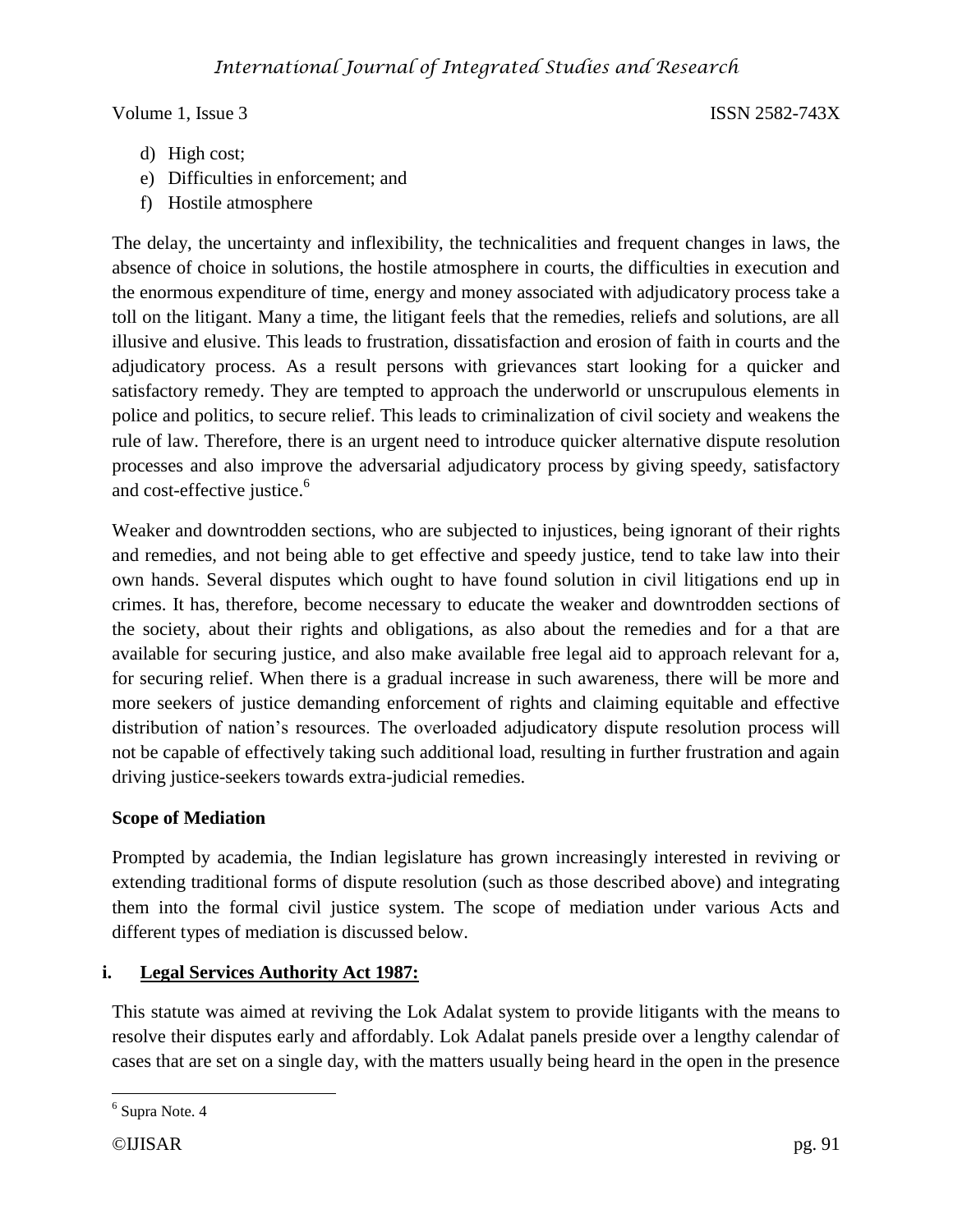d) High cost;
e) Difficulties in enforcement; and
f) Hostile atmosphere

The delay, the uncertainty and inflexibility, the technicalities and frequent changes in laws, the absence of choice in solutions, the hostile atmosphere in courts, the difficulties in execution and the enormous expenditure of time, energy and money associated with adjudicatory process take a toll on the litigant. Many a time, the litigant feels that the remedies, reliefs and solutions, are all illusive and elusive. This leads to frustration, dissatisfaction and erosion of faith in courts and the adjudicatory process. As a result persons with grievances start looking for a quicker and satisfactory remedy. They are tempted to approach the underworld or unscrupulous elements in police and politics, to secure relief. This leads to criminalization of civil society and weakens the rule of law. Therefore, there is an urgent need to introduce quicker alternative dispute resolution processes and also improve the adversarial adjudicatory process by giving speedy, satisfactory and cost-effective justice.[6]

Weaker and downtrodden sections, who are subjected to injustices, being ignorant of their rights and remedies, and not being able to get effective and speedy justice, tend to take law into their own hands. Several disputes which ought to have found solution in civil litigations end up in crimes. It has, therefore, become necessary to educate the weaker and downtrodden sections of the society, about their rights and obligations, as also about the remedies and for a that are available for securing justice, and also make available free legal aid to approach relevant for a, for securing relief. When there is a gradual increase in such awareness, there will be more and more seekers of justice demanding enforcement of rights and claiming equitable and effective distribution of nation's resources. The overloaded adjudicatory dispute resolution process will not be capable of effectively taking such additional load, resulting in further frustration and again driving justice-seekers towards extra-judicial remedies.

**Scope of Mediation**

Prompted by academia, the Indian legislature has grown increasingly interested in reviving or extending traditional forms of dispute resolution (such as those described above) and integrating them into the formal civil justice system. The scope of mediation under various Acts and different types of mediation is discussed below.

**i. Legal Services Authority Act 1987:**

This statute was aimed at reviving the Lok Adalat system to provide litigants with the means to resolve their disputes early and affordably. Lok Adalat panels preside over a lengthy calendar of cases that are set on a single day, with the matters usually being heard in the open in the presence

[6] Supra Note. 4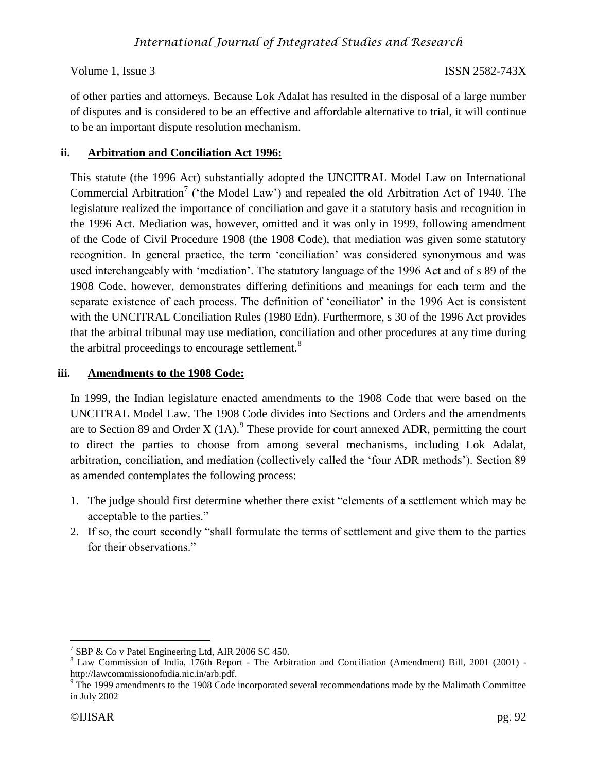of other parties and attorneys. Because Lok Adalat has resulted in the disposal of a large number of disputes and is considered to be an effective and affordable alternative to trial, it will continue to be an important dispute resolution mechanism.

### ii. Arbitration and Conciliation Act 1996:

This statute (the 1996 Act) substantially adopted the UNCITRAL Model Law on International Commercial Arbitration[7] ('the Model Law') and repealed the old Arbitration Act of 1940. The legislature realized the importance of conciliation and gave it a statutory basis and recognition in the 1996 Act. Mediation was, however, omitted and it was only in 1999, following amendment of the Code of Civil Procedure 1908 (the 1908 Code), that mediation was given some statutory recognition. In general practice, the term 'conciliation' was considered synonymous and was used interchangeably with 'mediation'. The statutory language of the 1996 Act and of s 89 of the 1908 Code, however, demonstrates differing definitions and meanings for each term and the separate existence of each process. The definition of 'conciliator' in the 1996 Act is consistent with the UNCITRAL Conciliation Rules (1980 Edn). Furthermore, s 30 of the 1996 Act provides that the arbitral tribunal may use mediation, conciliation and other procedures at any time during the arbitral proceedings to encourage settlement.[8]

### iii. Amendments to the 1908 Code:

In 1999, the Indian legislature enacted amendments to the 1908 Code that were based on the UNCITRAL Model Law. The 1908 Code divides into Sections and Orders and the amendments are to Section 89 and Order X (1A).[9] These provide for court annexed ADR, permitting the court to direct the parties to choose from among several mechanisms, including Lok Adalat, arbitration, conciliation, and mediation (collectively called the 'four ADR methods'). Section 89 as amended contemplates the following process:

1. The judge should first determine whether there exist "elements of a settlement which may be acceptable to the parties."
2. If so, the court secondly "shall formulate the terms of settlement and give them to the parties for their observations."

---

[7] SBP & Co v Patel Engineering Ltd, AIR 2006 SC 450.

[8] Law Commission of India, 176th Report - The Arbitration and Conciliation (Amendment) Bill, 2001 (2001) - http://lawcommissionofndia.nic.in/arb.pdf.

[9] The 1999 amendments to the 1908 Code incorporated several recommendations made by the Malimath Committee in July 2002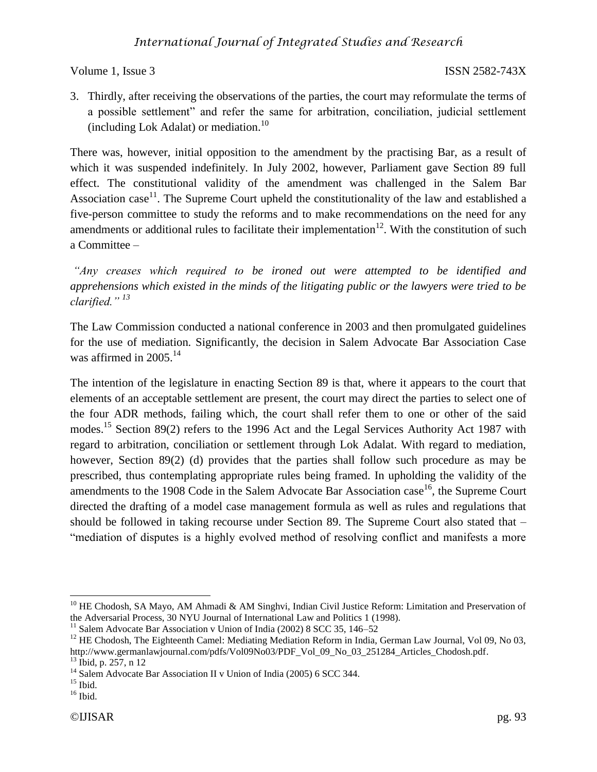3. Thirdly, after receiving the observations of the parties, the court may reformulate the terms of a possible settlement" and refer the same for arbitration, conciliation, judicial settlement (including Lok Adalat) or mediation.[10]

There was, however, initial opposition to the amendment by the practising Bar, as a result of which it was suspended indefinitely. In July 2002, however, Parliament gave Section 89 full effect. The constitutional validity of the amendment was challenged in the Salem Bar Association case[11]. The Supreme Court upheld the constitutionality of the law and established a five-person committee to study the reforms and to make recommendations on the need for any amendments or additional rules to facilitate their implementation[12]. With the constitution of such a Committee –

*"Any creases which required to be ironed out were attempted to be identified and apprehensions which existed in the minds of the litigating public or the lawyers were tried to be clarified."* [13]

The Law Commission conducted a national conference in 2003 and then promulgated guidelines for the use of mediation. Significantly, the decision in Salem Advocate Bar Association Case was affirmed in 2005.[14]

The intention of the legislature in enacting Section 89 is that, where it appears to the court that elements of an acceptable settlement are present, the court may direct the parties to select one of the four ADR methods, failing which, the court shall refer them to one or other of the said modes.[15] Section 89(2) refers to the 1996 Act and the Legal Services Authority Act 1987 with regard to arbitration, conciliation or settlement through Lok Adalat. With regard to mediation, however, Section 89(2) (d) provides that the parties shall follow such procedure as may be prescribed, thus contemplating appropriate rules being framed. In upholding the validity of the amendments to the 1908 Code in the Salem Advocate Bar Association case[16], the Supreme Court directed the drafting of a model case management formula as well as rules and regulations that should be followed in taking recourse under Section 89. The Supreme Court also stated that – "mediation of disputes is a highly evolved method of resolving conflict and manifests a more

---

[10] HE Chodosh, SA Mayo, AM Ahmadi & AM Singhvi, Indian Civil Justice Reform: Limitation and Preservation of the Adversarial Process, 30 NYU Journal of International Law and Politics 1 (1998).

[11] Salem Advocate Bar Association v Union of India (2002) 8 SCC 35, 146–52

[12] HE Chodosh, The Eighteenth Camel: Mediating Mediation Reform in India, German Law Journal, Vol 09, No 03, http://www.germanlawjournal.com/pdfs/Vol09No03/PDF_Vol_09_No_03_251284_Articles_Chodosh.pdf.

[13] Ibid, p. 257, n 12

[14] Salem Advocate Bar Association II v Union of India (2005) 6 SCC 344.

[15] Ibid.

[16] Ibid.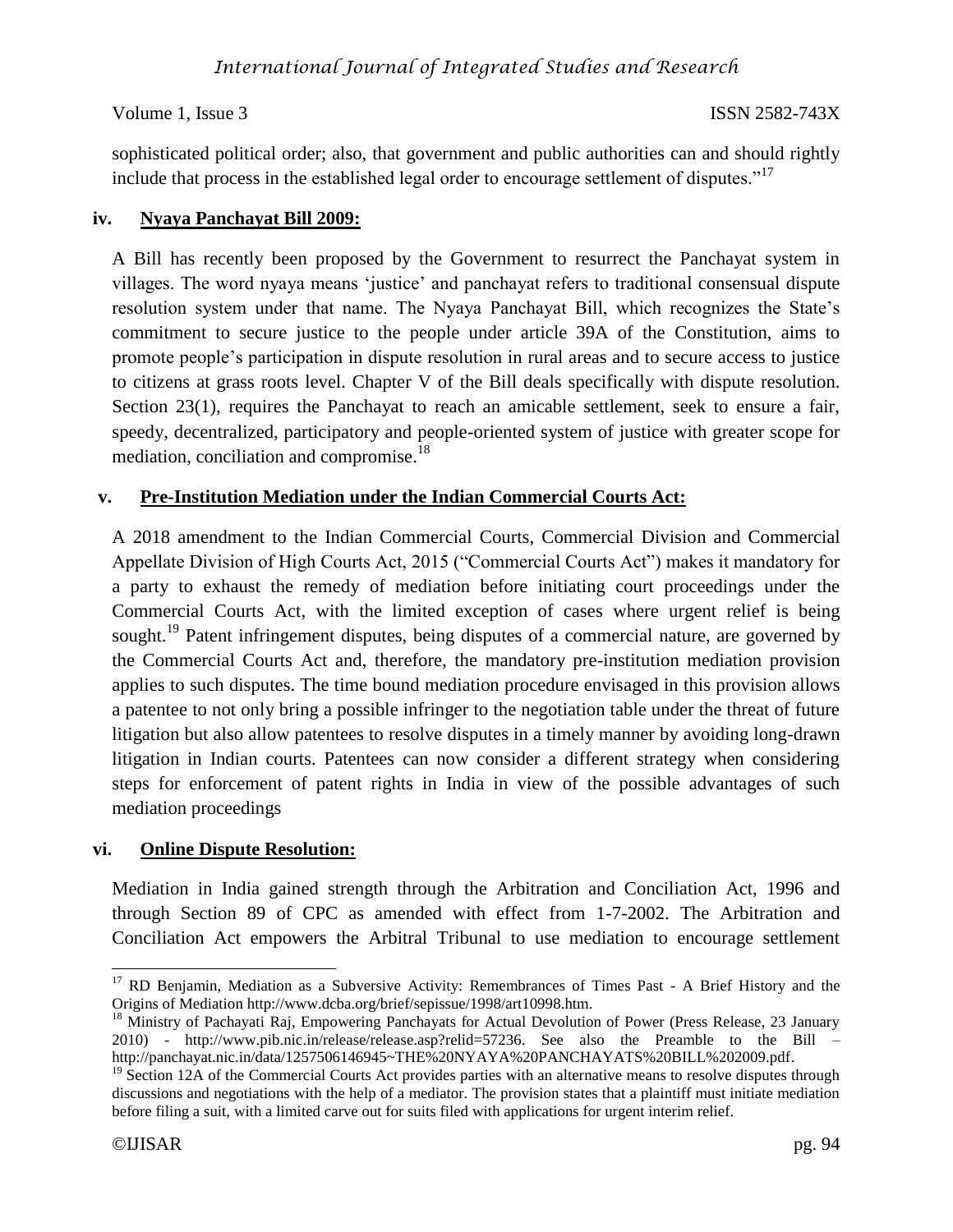sophisticated political order; also, that government and public authorities can and should rightly include that process in the established legal order to encourage settlement of disputes."[17]

### iv. Nyaya Panchayat Bill 2009:

A Bill has recently been proposed by the Government to resurrect the Panchayat system in villages. The word nyaya means 'justice' and panchayat refers to traditional consensual dispute resolution system under that name. The Nyaya Panchayat Bill, which recognizes the State's commitment to secure justice to the people under article 39A of the Constitution, aims to promote people's participation in dispute resolution in rural areas and to secure access to justice to citizens at grass roots level. Chapter V of the Bill deals specifically with dispute resolution. Section 23(1), requires the Panchayat to reach an amicable settlement, seek to ensure a fair, speedy, decentralized, participatory and people-oriented system of justice with greater scope for mediation, conciliation and compromise.[18]

### v. Pre-Institution Mediation under the Indian Commercial Courts Act:

A 2018 amendment to the Indian Commercial Courts, Commercial Division and Commercial Appellate Division of High Courts Act, 2015 ("Commercial Courts Act") makes it mandatory for a party to exhaust the remedy of mediation before initiating court proceedings under the Commercial Courts Act, with the limited exception of cases where urgent relief is being sought.[19] Patent infringement disputes, being disputes of a commercial nature, are governed by the Commercial Courts Act and, therefore, the mandatory pre-institution mediation provision applies to such disputes. The time bound mediation procedure envisaged in this provision allows a patentee to not only bring a possible infringer to the negotiation table under the threat of future litigation but also allow patentees to resolve disputes in a timely manner by avoiding long-drawn litigation in Indian courts. Patentees can now consider a different strategy when considering steps for enforcement of patent rights in India in view of the possible advantages of such mediation proceedings

### vi. Online Dispute Resolution:

Mediation in India gained strength through the Arbitration and Conciliation Act, 1996 and through Section 89 of CPC as amended with effect from 1-7-2002. The Arbitration and Conciliation Act empowers the Arbitral Tribunal to use mediation to encourage settlement

---

[17] RD Benjamin, Mediation as a Subversive Activity: Remembrances of Times Past - A Brief History and the Origins of Mediation http://www.dcba.org/brief/sepissue/1998/art10998.htm.

[18] Ministry of Pachayati Raj, Empowering Panchayats for Actual Devolution of Power (Press Release, 23 January 2010) - http://www.pib.nic.in/release/release.asp?relid=57236. See also the Preamble to the Bill – http://panchayat.nic.in/data/1257506146945~THE%20NYAYA%20PANCHAYATS%20BILL%202009.pdf.

[19] Section 12A of the Commercial Courts Act provides parties with an alternative means to resolve disputes through discussions and negotiations with the help of a mediator. The provision states that a plaintiff must initiate mediation before filing a suit, with a limited carve out for suits filed with applications for urgent interim relief.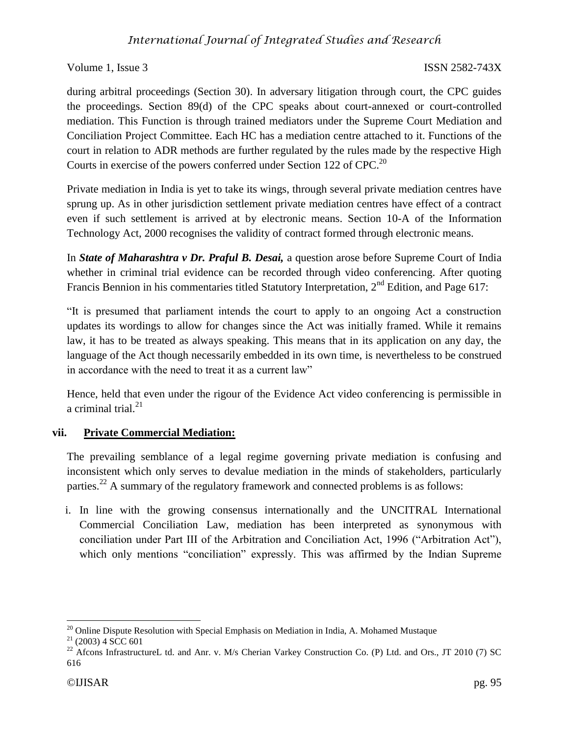during arbitral proceedings (Section 30). In adversary litigation through court, the CPC guides the proceedings. Section 89(d) of the CPC speaks about court-annexed or court-controlled mediation. This Function is through trained mediators under the Supreme Court Mediation and Conciliation Project Committee. Each HC has a mediation centre attached to it. Functions of the court in relation to ADR methods are further regulated by the rules made by the respective High Courts in exercise of the powers conferred under Section 122 of CPC.[20]

Private mediation in India is yet to take its wings, through several private mediation centres have sprung up. As in other jurisdiction settlement private mediation centres have effect of a contract even if such settlement is arrived at by electronic means. Section 10-A of the Information Technology Act, 2000 recognises the validity of contract formed through electronic means.

In ***State of Maharashtra v Dr. Praful B. Desai,*** a question arose before Supreme Court of India whether in criminal trial evidence can be recorded through video conferencing. After quoting Francis Bennion in his commentaries titled Statutory Interpretation, 2nd Edition, and Page 617:

"It is presumed that parliament intends the court to apply to an ongoing Act a construction updates its wordings to allow for changes since the Act was initially framed. While it remains law, it has to be treated as always speaking. This means that in its application on any day, the language of the Act though necessarily embedded in its own time, is nevertheless to be construed in accordance with the need to treat it as a current law"

Hence, held that even under the rigour of the Evidence Act video conferencing is permissible in a criminal trial.[21]

### vii. Private Commercial Mediation:

The prevailing semblance of a legal regime governing private mediation is confusing and inconsistent which only serves to devalue mediation in the minds of stakeholders, particularly parties.[22] A summary of the regulatory framework and connected problems is as follows:

i. In line with the growing consensus internationally and the UNCITRAL International Commercial Conciliation Law, mediation has been interpreted as synonymous with conciliation under Part III of the Arbitration and Conciliation Act, 1996 ("Arbitration Act"), which only mentions "conciliation" expressly. This was affirmed by the Indian Supreme

---

[20] Online Dispute Resolution with Special Emphasis on Mediation in India, A. Mohamed Mustaque

[21] (2003) 4 SCC 601

[22] Afcons InfrastructureL td. and Anr. v. M/s Cherian Varkey Construction Co. (P) Ltd. and Ors., JT 2010 (7) SC 616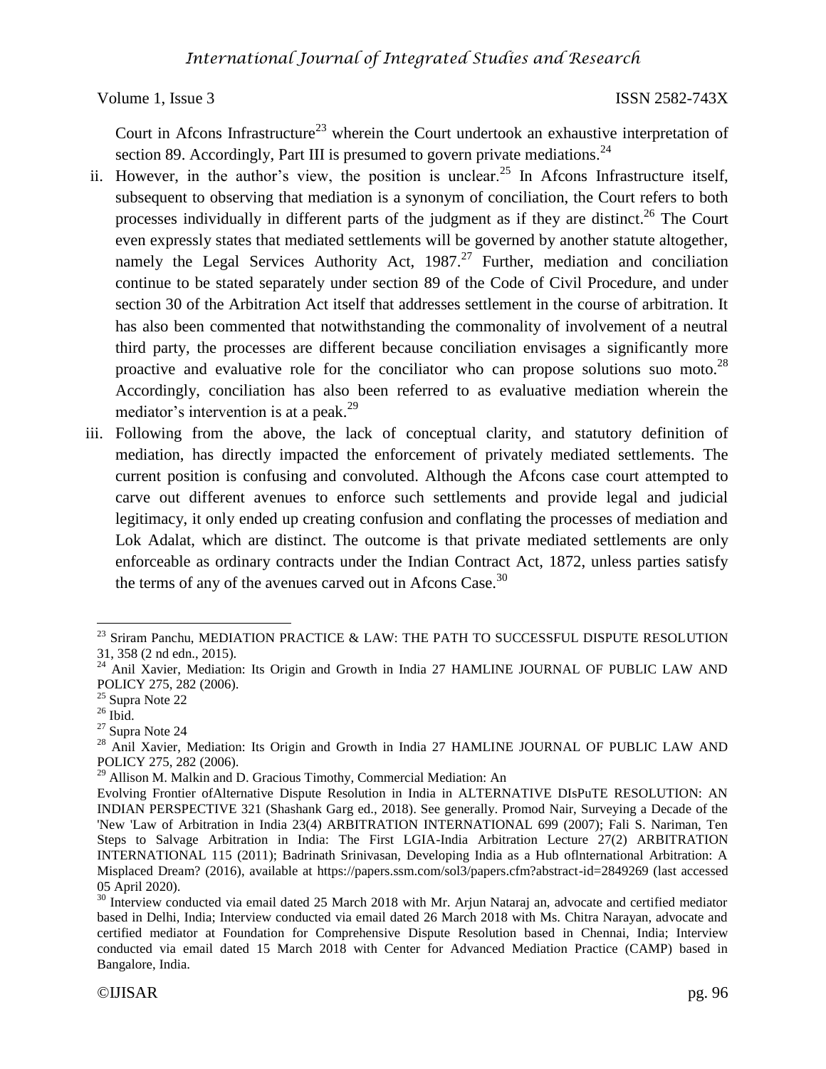Court in Afcons Infrastructure[23] wherein the Court undertook an exhaustive interpretation of section 89. Accordingly, Part III is presumed to govern private mediations.[24]

ii. However, in the author's view, the position is unclear.[25] In Afcons Infrastructure itself, subsequent to observing that mediation is a synonym of conciliation, the Court refers to both processes individually in different parts of the judgment as if they are distinct.[26] The Court even expressly states that mediated settlements will be governed by another statute altogether, namely the Legal Services Authority Act, 1987.[27] Further, mediation and conciliation continue to be stated separately under section 89 of the Code of Civil Procedure, and under section 30 of the Arbitration Act itself that addresses settlement in the course of arbitration. It has also been commented that notwithstanding the commonality of involvement of a neutral third party, the processes are different because conciliation envisages a significantly more proactive and evaluative role for the conciliator who can propose solutions suo moto.[28] Accordingly, conciliation has also been referred to as evaluative mediation wherein the mediator's intervention is at a peak.[29]

iii. Following from the above, the lack of conceptual clarity, and statutory definition of mediation, has directly impacted the enforcement of privately mediated settlements. The current position is confusing and convoluted. Although the Afcons case court attempted to carve out different avenues to enforce such settlements and provide legal and judicial legitimacy, it only ended up creating confusion and conflating the processes of mediation and Lok Adalat, which are distinct. The outcome is that private mediated settlements are only enforceable as ordinary contracts under the Indian Contract Act, 1872, unless parties satisfy the terms of any of the avenues carved out in Afcons Case.[30]

---

[23] Sriram Panchu, MEDIATION PRACTICE & LAW: THE PATH TO SUCCESSFUL DISPUTE RESOLUTION 31, 358 (2 nd edn., 2015).

[24] Anil Xavier, Mediation: Its Origin and Growth in India 27 HAMLINE JOURNAL OF PUBLIC LAW AND POLICY 275, 282 (2006).

[25] Supra Note 22

[26] Ibid.

[27] Supra Note 24

[28] Anil Xavier, Mediation: Its Origin and Growth in India 27 HAMLINE JOURNAL OF PUBLIC LAW AND POLICY 275, 282 (2006).

[29] Allison M. Malkin and D. Gracious Timothy, Commercial Mediation: An Evolving Frontier ofAlternative Dispute Resolution in India in ALTERNATIVE DIsPuTE RESOLUTION: AN INDIAN PERSPECTIVE 321 (Shashank Garg ed., 2018). See generally. Promod Nair, Surveying a Decade of the 'New 'Law of Arbitration in India 23(4) ARBITRATION INTERNATIONAL 699 (2007); Fali S. Nariman, Ten Steps to Salvage Arbitration in India: The First LGIA-India Arbitration Lecture 27(2) ARBITRATION INTERNATIONAL 115 (2011); Badrinath Srinivasan, Developing India as a Hub oflnternational Arbitration: A Misplaced Dream? (2016), available at https://papers.ssm.com/sol3/papers.cfm?abstract-id=2849269 (last accessed 05 April 2020).

[30] Interview conducted via email dated 25 March 2018 with Mr. Arjun Nataraj an, advocate and certified mediator based in Delhi, India; Interview conducted via email dated 26 March 2018 with Ms. Chitra Narayan, advocate and certified mediator at Foundation for Comprehensive Dispute Resolution based in Chennai, India; Interview conducted via email dated 15 March 2018 with Center for Advanced Mediation Practice (CAMP) based in Bangalore, India.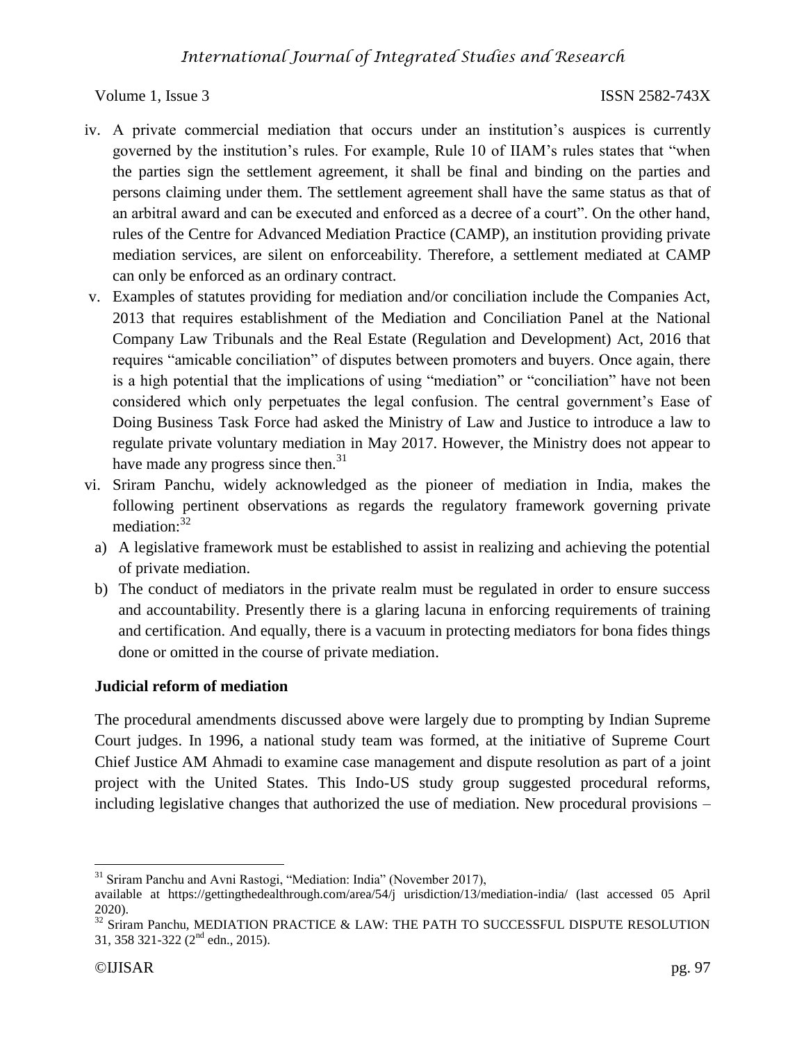iv. A private commercial mediation that occurs under an institution's auspices is currently governed by the institution's rules. For example, Rule 10 of IIAM's rules states that "when the parties sign the settlement agreement, it shall be final and binding on the parties and persons claiming under them. The settlement agreement shall have the same status as that of an arbitral award and can be executed and enforced as a decree of a court". On the other hand, rules of the Centre for Advanced Mediation Practice (CAMP), an institution providing private mediation services, are silent on enforceability. Therefore, a settlement mediated at CAMP can only be enforced as an ordinary contract.

v. Examples of statutes providing for mediation and/or conciliation include the Companies Act, 2013 that requires establishment of the Mediation and Conciliation Panel at the National Company Law Tribunals and the Real Estate (Regulation and Development) Act, 2016 that requires "amicable conciliation" of disputes between promoters and buyers. Once again, there is a high potential that the implications of using "mediation" or "conciliation" have not been considered which only perpetuates the legal confusion. The central government's Ease of Doing Business Task Force had asked the Ministry of Law and Justice to introduce a law to regulate private voluntary mediation in May 2017. However, the Ministry does not appear to have made any progress since then.[31]

vi. Sriram Panchu, widely acknowledged as the pioneer of mediation in India, makes the following pertinent observations as regards the regulatory framework governing private mediation:[32]

   a) A legislative framework must be established to assist in realizing and achieving the potential of private mediation.

   b) The conduct of mediators in the private realm must be regulated in order to ensure success and accountability. Presently there is a glaring lacuna in enforcing requirements of training and certification. And equally, there is a vacuum in protecting mediators for bona fides things done or omitted in the course of private mediation.

**Judicial reform of mediation**

The procedural amendments discussed above were largely due to prompting by Indian Supreme Court judges. In 1996, a national study team was formed, at the initiative of Supreme Court Chief Justice AM Ahmadi to examine case management and dispute resolution as part of a joint project with the United States. This Indo-US study group suggested procedural reforms, including legislative changes that authorized the use of mediation. New procedural provisions –

---

[31] Sriram Panchu and Avni Rastogi, "Mediation: India" (November 2017), available at https://gettingthedealthrough.com/area/54/j urisdiction/13/mediation-india/ (last accessed 05 April 2020).

[32] Sriram Panchu, MEDIATION PRACTICE & LAW: THE PATH TO SUCCESSFUL DISPUTE RESOLUTION 31, 358 321-322 (2nd edn., 2015).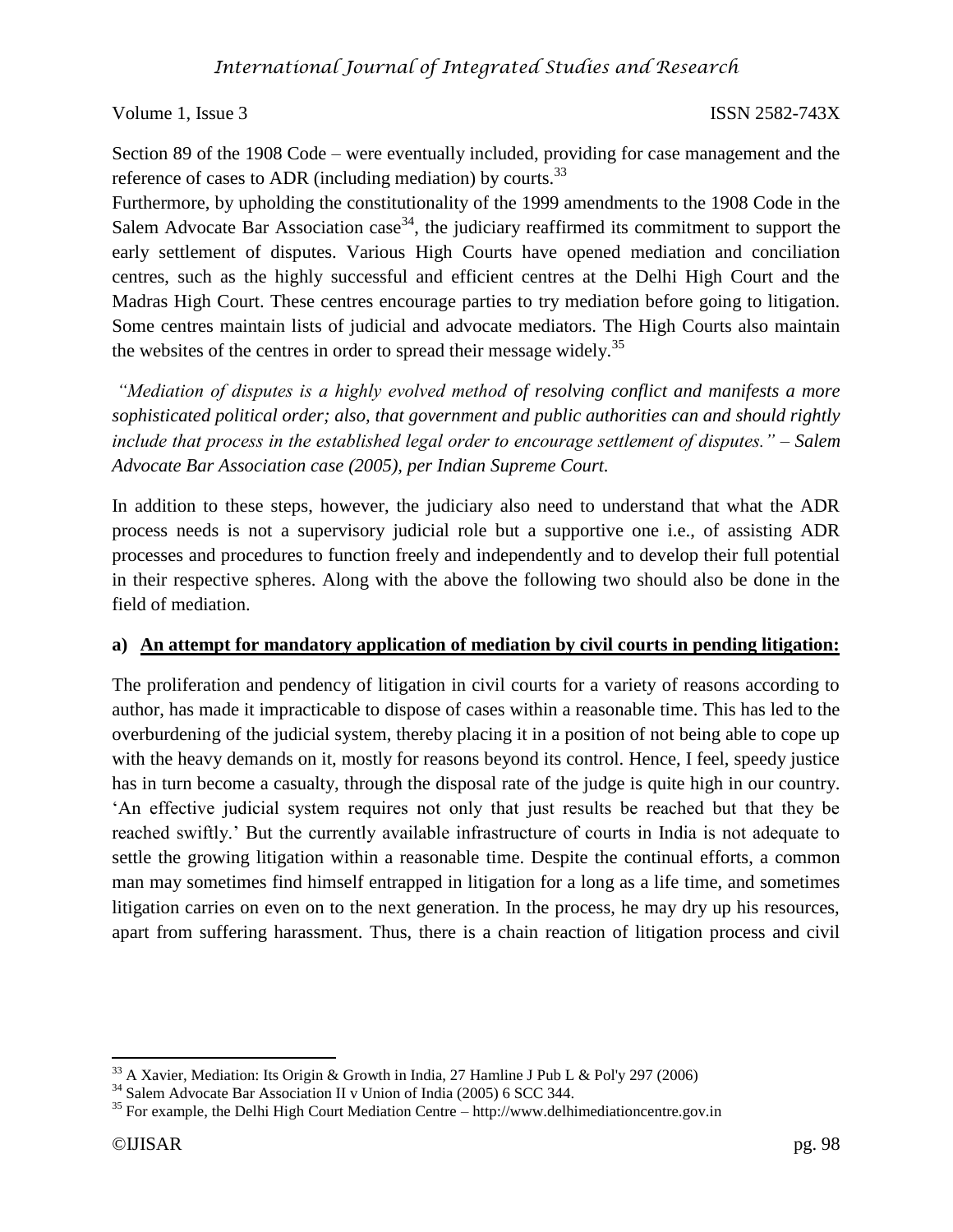Section 89 of the 1908 Code – were eventually included, providing for case management and the reference of cases to ADR (including mediation) by courts.[33]

Furthermore, by upholding the constitutionality of the 1999 amendments to the 1908 Code in the Salem Advocate Bar Association case[34], the judiciary reaffirmed its commitment to support the early settlement of disputes. Various High Courts have opened mediation and conciliation centres, such as the highly successful and efficient centres at the Delhi High Court and the Madras High Court. These centres encourage parties to try mediation before going to litigation. Some centres maintain lists of judicial and advocate mediators. The High Courts also maintain the websites of the centres in order to spread their message widely.[35]

*"Mediation of disputes is a highly evolved method of resolving conflict and manifests a more sophisticated political order; also, that government and public authorities can and should rightly include that process in the established legal order to encourage settlement of disputes." – Salem Advocate Bar Association case (2005), per Indian Supreme Court.*

In addition to these steps, however, the judiciary also need to understand that what the ADR process needs is not a supervisory judicial role but a supportive one i.e., of assisting ADR processes and procedures to function freely and independently and to develop their full potential in their respective spheres. Along with the above the following two should also be done in the field of mediation.

**a) <u>An attempt for mandatory application of mediation by civil courts in pending litigation:</u>**

The proliferation and pendency of litigation in civil courts for a variety of reasons according to author, has made it impracticable to dispose of cases within a reasonable time. This has led to the overburdening of the judicial system, thereby placing it in a position of not being able to cope up with the heavy demands on it, mostly for reasons beyond its control. Hence, I feel, speedy justice has in turn become a casualty, through the disposal rate of the judge is quite high in our country. 'An effective judicial system requires not only that just results be reached but that they be reached swiftly.' But the currently available infrastructure of courts in India is not adequate to settle the growing litigation within a reasonable time. Despite the continual efforts, a common man may sometimes find himself entrapped in litigation for a long as a life time, and sometimes litigation carries on even on to the next generation. In the process, he may dry up his resources, apart from suffering harassment. Thus, there is a chain reaction of litigation process and civil

---

[33] A Xavier, Mediation: Its Origin & Growth in India, 27 Hamline J Pub L & Pol'y 297 (2006)

[34] Salem Advocate Bar Association II v Union of India (2005) 6 SCC 344.

[35] For example, the Delhi High Court Mediation Centre – http://www.delhimediationcentre.gov.in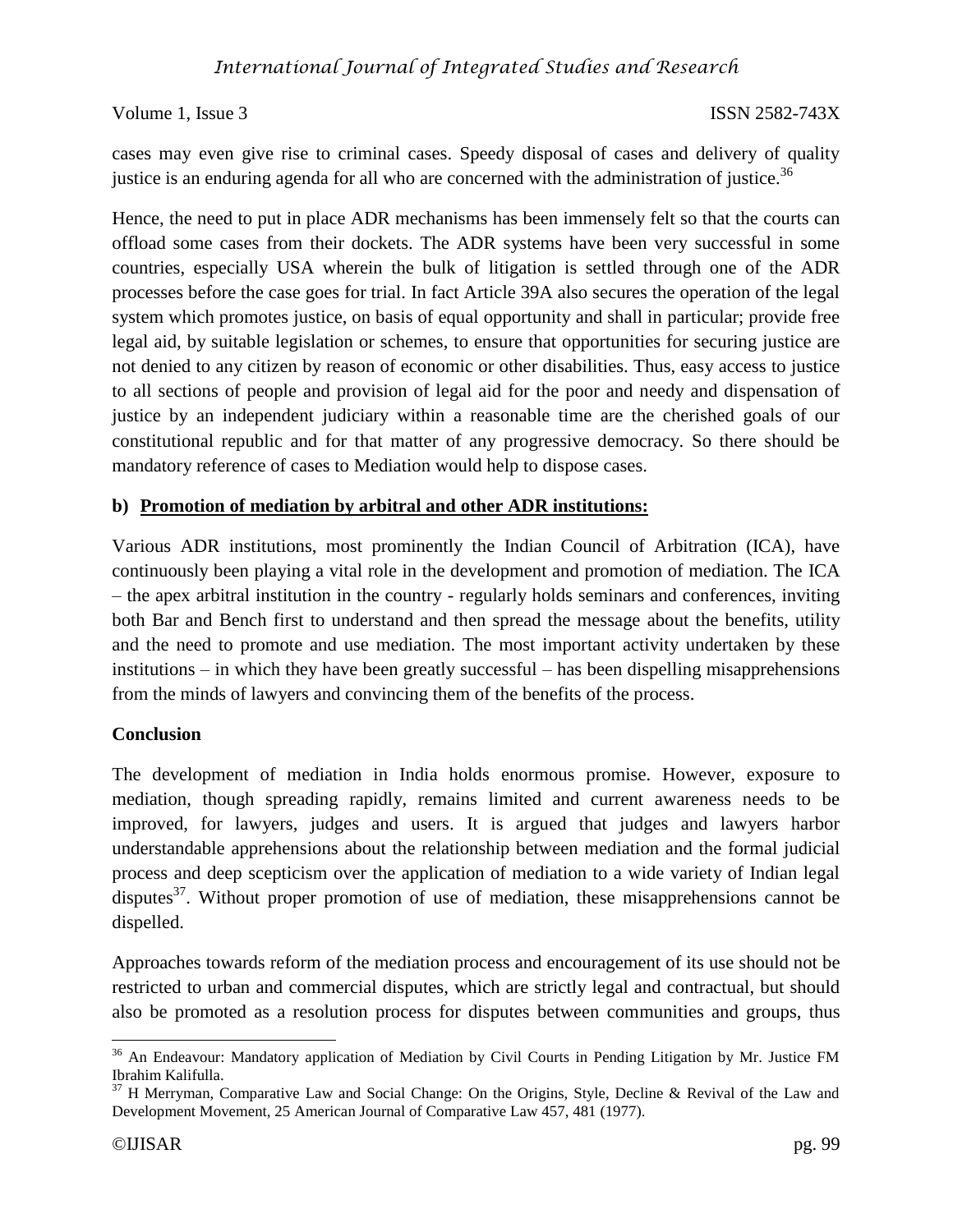cases may even give rise to criminal cases. Speedy disposal of cases and delivery of quality justice is an enduring agenda for all who are concerned with the administration of justice.[36]

Hence, the need to put in place ADR mechanisms has been immensely felt so that the courts can offload some cases from their dockets. The ADR systems have been very successful in some countries, especially USA wherein the bulk of litigation is settled through one of the ADR processes before the case goes for trial. In fact Article 39A also secures the operation of the legal system which promotes justice, on basis of equal opportunity and shall in particular; provide free legal aid, by suitable legislation or schemes, to ensure that opportunities for securing justice are not denied to any citizen by reason of economic or other disabilities. Thus, easy access to justice to all sections of people and provision of legal aid for the poor and needy and dispensation of justice by an independent judiciary within a reasonable time are the cherished goals of our constitutional republic and for that matter of any progressive democracy. So there should be mandatory reference of cases to Mediation would help to dispose cases.

**b) Promotion of mediation by arbitral and other ADR institutions:**

Various ADR institutions, most prominently the Indian Council of Arbitration (ICA), have continuously been playing a vital role in the development and promotion of mediation. The ICA – the apex arbitral institution in the country - regularly holds seminars and conferences, inviting both Bar and Bench first to understand and then spread the message about the benefits, utility and the need to promote and use mediation. The most important activity undertaken by these institutions – in which they have been greatly successful – has been dispelling misapprehensions from the minds of lawyers and convincing them of the benefits of the process.

## Conclusion

The development of mediation in India holds enormous promise. However, exposure to mediation, though spreading rapidly, remains limited and current awareness needs to be improved, for lawyers, judges and users. It is argued that judges and lawyers harbor understandable apprehensions about the relationship between mediation and the formal judicial process and deep scepticism over the application of mediation to a wide variety of Indian legal disputes[37]. Without proper promotion of use of mediation, these misapprehensions cannot be dispelled.

Approaches towards reform of the mediation process and encouragement of its use should not be restricted to urban and commercial disputes, which are strictly legal and contractual, but should also be promoted as a resolution process for disputes between communities and groups, thus

---

[36] An Endeavour: Mandatory application of Mediation by Civil Courts in Pending Litigation by Mr. Justice FM Ibrahim Kalifulla.

[37] H Merryman, Comparative Law and Social Change: On the Origins, Style, Decline & Revival of the Law and Development Movement, 25 American Journal of Comparative Law 457, 481 (1977).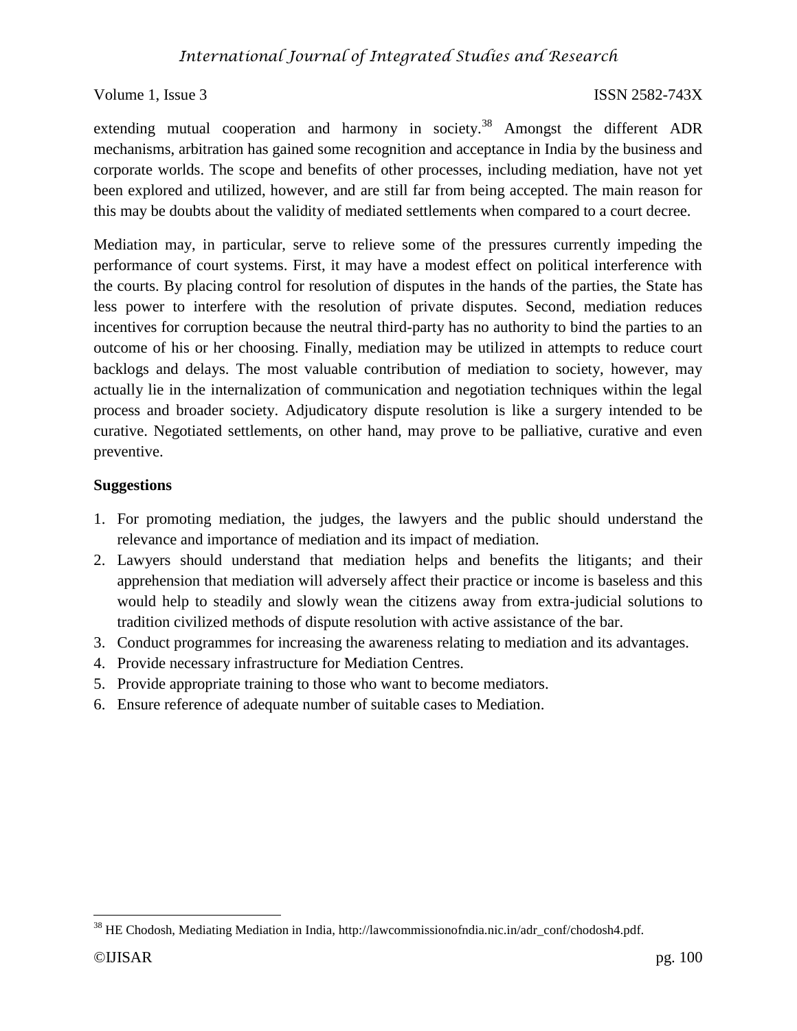extending mutual cooperation and harmony in society.[38] Amongst the different ADR mechanisms, arbitration has gained some recognition and acceptance in India by the business and corporate worlds. The scope and benefits of other processes, including mediation, have not yet been explored and utilized, however, and are still far from being accepted. The main reason for this may be doubts about the validity of mediated settlements when compared to a court decree.

Mediation may, in particular, serve to relieve some of the pressures currently impeding the performance of court systems. First, it may have a modest effect on political interference with the courts. By placing control for resolution of disputes in the hands of the parties, the State has less power to interfere with the resolution of private disputes. Second, mediation reduces incentives for corruption because the neutral third-party has no authority to bind the parties to an outcome of his or her choosing. Finally, mediation may be utilized in attempts to reduce court backlogs and delays. The most valuable contribution of mediation to society, however, may actually lie in the internalization of communication and negotiation techniques within the legal process and broader society. Adjudicatory dispute resolution is like a surgery intended to be curative. Negotiated settlements, on other hand, may prove to be palliative, curative and even preventive.

**Suggestions**

1. For promoting mediation, the judges, the lawyers and the public should understand the relevance and importance of mediation and its impact of mediation.
2. Lawyers should understand that mediation helps and benefits the litigants; and their apprehension that mediation will adversely affect their practice or income is baseless and this would help to steadily and slowly wean the citizens away from extra-judicial solutions to tradition civilized methods of dispute resolution with active assistance of the bar.
3. Conduct programmes for increasing the awareness relating to mediation and its advantages.
4. Provide necessary infrastructure for Mediation Centres.
5. Provide appropriate training to those who want to become mediators.
6. Ensure reference of adequate number of suitable cases to Mediation.

---

[38] HE Chodosh, Mediating Mediation in India, http://lawcommissionofndia.nic.in/adr_conf/chodosh4.pdf.